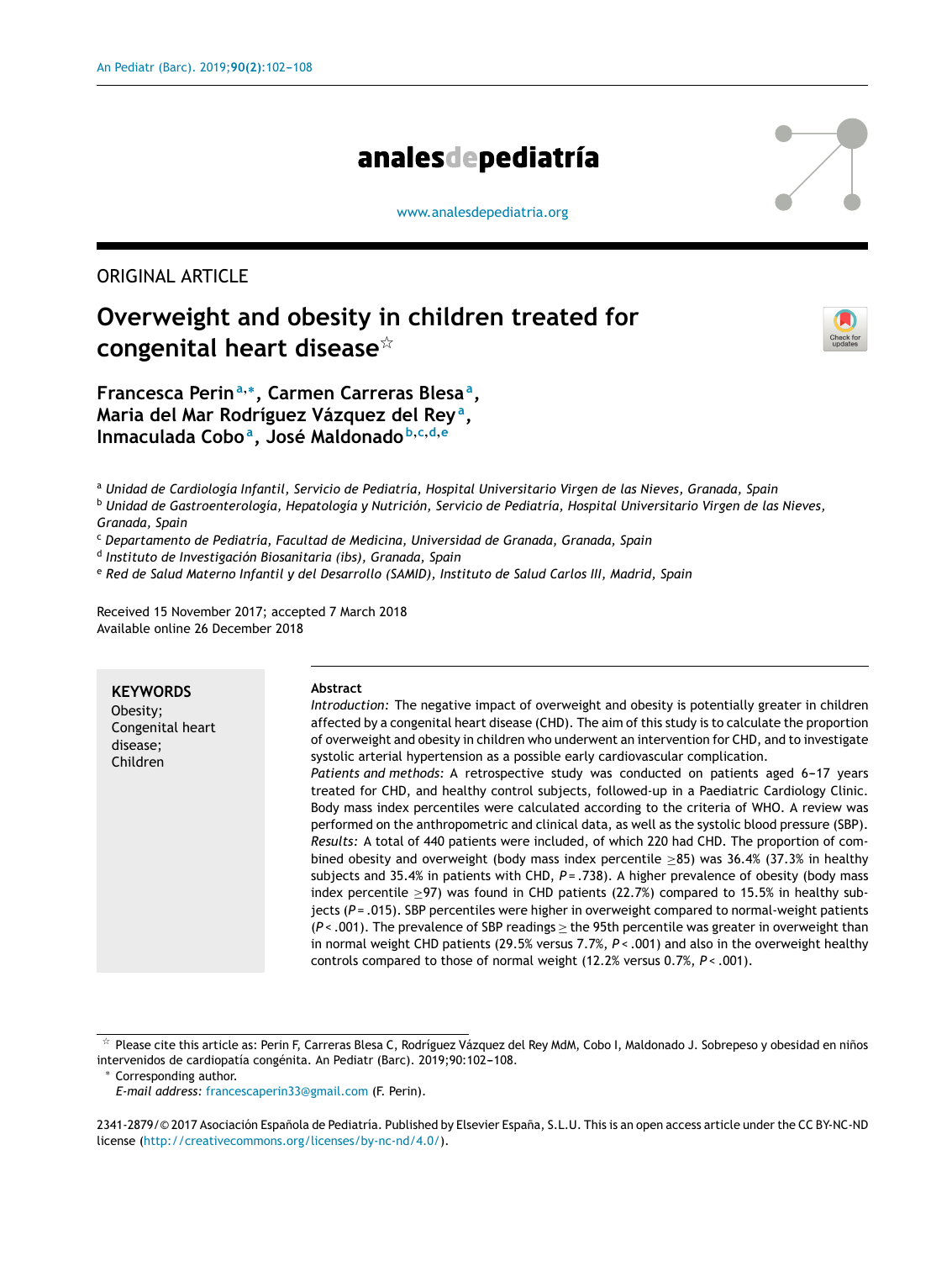ORIGINAL ARTICLE

# Overweight and obesity in children treated for congenital heart disease☆

**Francesca Perin[a,*], Carmen Carreras Blesa[a], Maria del Mar Rodríguez Vázquez del Rey[a], Inmaculada Cobo[a], José Maldonado[b,c,d,e]**

[a] *Unidad de Cardiología Infantil, Servicio de Pediatría, Hospital Universitario Virgen de las Nieves, Granada, Spain*
[b] *Unidad de Gastroenterología, Hepatología y Nutrición, Servicio de Pediatría, Hospital Universitario Virgen de las Nieves, Granada, Spain*
[c] *Departamento de Pediatría, Facultad de Medicina, Universidad de Granada, Granada, Spain*
[d] *Instituto de Investigación Biosanitaria (ibs), Granada, Spain*
[e] *Red de Salud Materno Infantil y del Desarrollo (SAMID), Instituto de Salud Carlos III, Madrid, Spain*

Received 15 November 2017; accepted 7 March 2018
Available online 26 December 2018

**KEYWORDS**
Obesity;
Congenital heart disease;
Children

**Abstract**

*Introduction:* The negative impact of overweight and obesity is potentially greater in children affected by a congenital heart disease (CHD). The aim of this study is to calculate the proportion of overweight and obesity in children who underwent an intervention for CHD, and to investigate systolic arterial hypertension as a possible early cardiovascular complication.

*Patients and methods:* A retrospective study was conducted on patients aged 6-17 years treated for CHD, and healthy control subjects, followed-up in a Paediatric Cardiology Clinic. Body mass index percentiles were calculated according to the criteria of WHO. A review was performed on the anthropometric and clinical data, as well as the systolic blood pressure (SBP).

*Results:* A total of 440 patients were included, of which 220 had CHD. The proportion of combined obesity and overweight (body mass index percentile ≥85) was 36.4% (37.3% in healthy subjects and 35.4% in patients with CHD, $P = .738$). A higher prevalence of obesity (body mass index percentile ≥97) was found in CHD patients (22.7%) compared to 15.5% in healthy subjects ($P = .015$). SBP percentiles were higher in overweight compared to normal-weight patients ($P < .001$). The prevalence of SBP readings ≥ the 95th percentile was greater in overweight than in normal weight CHD patients (29.5% versus 7.7%, $P < .001$) and also in the overweight healthy controls compared to those of normal weight (12.2% versus 0.7%, $P < .001$).

☆ Please cite this article as: Perin F, Carreras Blesa C, Rodríguez Vázquez del Rey MdM, Cobo I, Maldonado J. Sobrepeso y obesidad en niños intervenidos de cardiopatía congénita. An Pediatr (Barc). 2019;90:102-108.

\* Corresponding author.
*E-mail address:* francescaperin33@gmail.com (F. Perin).

2341-2879/© 2017 Asociación Española de Pediatría. Published by Elsevier España, S.L.U. This is an open access article under the CC BY-NC-ND license (http://creativecommons.org/licenses/by-nc-nd/4.0/).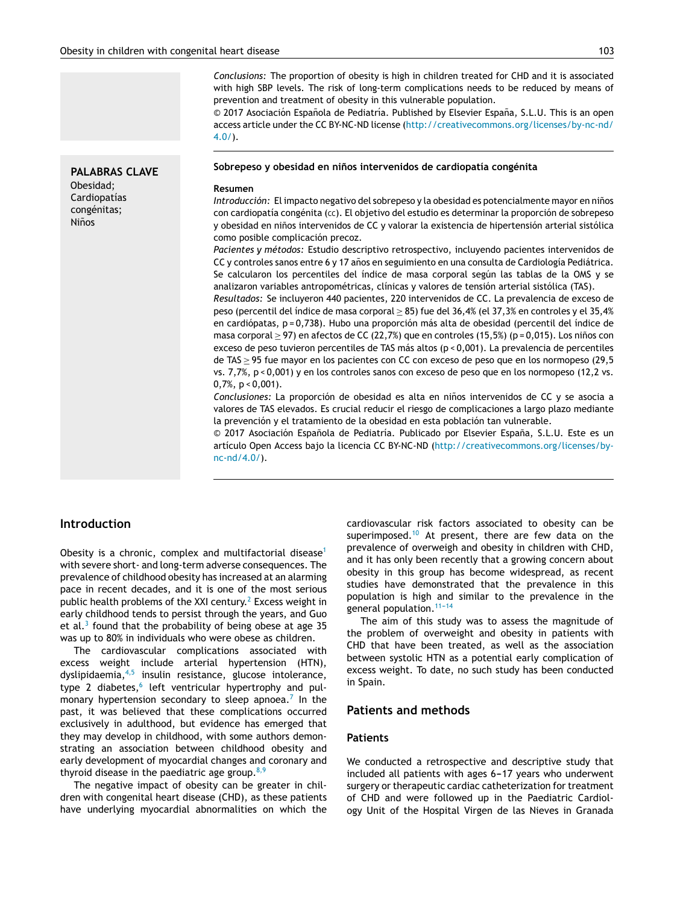*Conclusions:* The proportion of obesity is high in children treated for CHD and it is associated with high SBP levels. The risk of long-term complications needs to be reduced by means of prevention and treatment of obesity in this vulnerable population.

© 2017 Asociación Española de Pediatría. Published by Elsevier España, S.L.U. This is an open access article under the CC BY-NC-ND license (http://creativecommons.org/licenses/by-nc-nd/4.0/).

**PALABRAS CLAVE**
Obesidad;
Cardiopatías congénitas;
Niños

**Sobrepeso y obesidad en niños intervenidos de cardiopatía congénita**

**Resumen**

*Introducción:* El impacto negativo del sobrepeso y la obesidad es potencialmente mayor en niños con cardiopatía congénita (CC). El objetivo del estudio es determinar la proporción de sobrepeso y obesidad en niños intervenidos de CC y valorar la existencia de hipertensión arterial sistólica como posible complicación precoz.

*Pacientes y métodos:* Estudio descriptivo retrospectivo, incluyendo pacientes intervenidos de CC y controles sanos entre 6 y 17 años en seguimiento en una consulta de Cardiología Pediátrica. Se calcularon los percentiles del índice de masa corporal según las tablas de la OMS y se analizaron variables antropométricas, clínicas y valores de tensión arterial sistólica (TAS).

*Resultados:* Se incluyeron 440 pacientes, 220 intervenidos de CC. La prevalencia de exceso de peso (percentil del índice de masa corporal ≥ 85) fue del 36,4% (el 37,3% en controles y el 35,4% en cardiópatas, p = 0,738). Hubo una proporción más alta de obesidad (percentil del índice de masa corporal ≥ 97) en afectos de CC (22,7%) que en controles (15,5%) (p = 0,015). Los niños con exceso de peso tuvieron percentiles de TAS más altos (p < 0,001). La prevalencia de percentiles de TAS ≥ 95 fue mayor en los pacientes con CC con exceso de peso que en los normopeso (29,5 vs. 7,7%, p < 0,001) y en los controles sanos con exceso de peso que en los normopeso (12,2 vs. 0,7%, p < 0,001).

*Conclusiones:* La proporción de obesidad es alta en niños intervenidos de CC y se asocia a valores de TAS elevados. Es crucial reducir el riesgo de complicaciones a largo plazo mediante la prevención y el tratamiento de la obesidad en esta población tan vulnerable.

© 2017 Asociación Española de Pediatría. Publicado por Elsevier España, S.L.U. Este es un artículo Open Access bajo la licencia CC BY-NC-ND (http://creativecommons.org/licenses/by-nc-nd/4.0/).

## Introduction

Obesity is a chronic, complex and multifactorial disease[1] with severe short- and long-term adverse consequences. The prevalence of childhood obesity has increased at an alarming pace in recent decades, and it is one of the most serious public health problems of the XXI century.[2] Excess weight in early childhood tends to persist through the years, and Guo et al.[3] found that the probability of being obese at age 35 was up to 80% in individuals who were obese as children.

The cardiovascular complications associated with excess weight include arterial hypertension (HTN), dyslipidaemia,[4,5] insulin resistance, glucose intolerance, type 2 diabetes,[6] left ventricular hypertrophy and pulmonary hypertension secondary to sleep apnoea.[7] In the past, it was believed that these complications occurred exclusively in adulthood, but evidence has emerged that they may develop in childhood, with some authors demonstrating an association between childhood obesity and early development of myocardial changes and coronary and thyroid disease in the paediatric age group.[8,9]

The negative impact of obesity can be greater in children with congenital heart disease (CHD), as these patients have underlying myocardial abnormalities on which the cardiovascular risk factors associated to obesity can be superimposed.[10] At present, there are few data on the prevalence of overweigh and obesity in children with CHD, and it has only been recently that a growing concern about obesity in this group has become widespread, as recent studies have demonstrated that the prevalence in this population is high and similar to the prevalence in the general population.[11–14]

The aim of this study was to assess the magnitude of the problem of overweight and obesity in patients with CHD that have been treated, as well as the association between systolic HTN as a potential early complication of excess weight. To date, no such study has been conducted in Spain.

## Patients and methods

### Patients

We conducted a retrospective and descriptive study that included all patients with ages 6–17 years who underwent surgery or therapeutic cardiac catheterization for treatment of CHD and were followed up in the Paediatric Cardiology Unit of the Hospital Virgen de las Nieves in Granada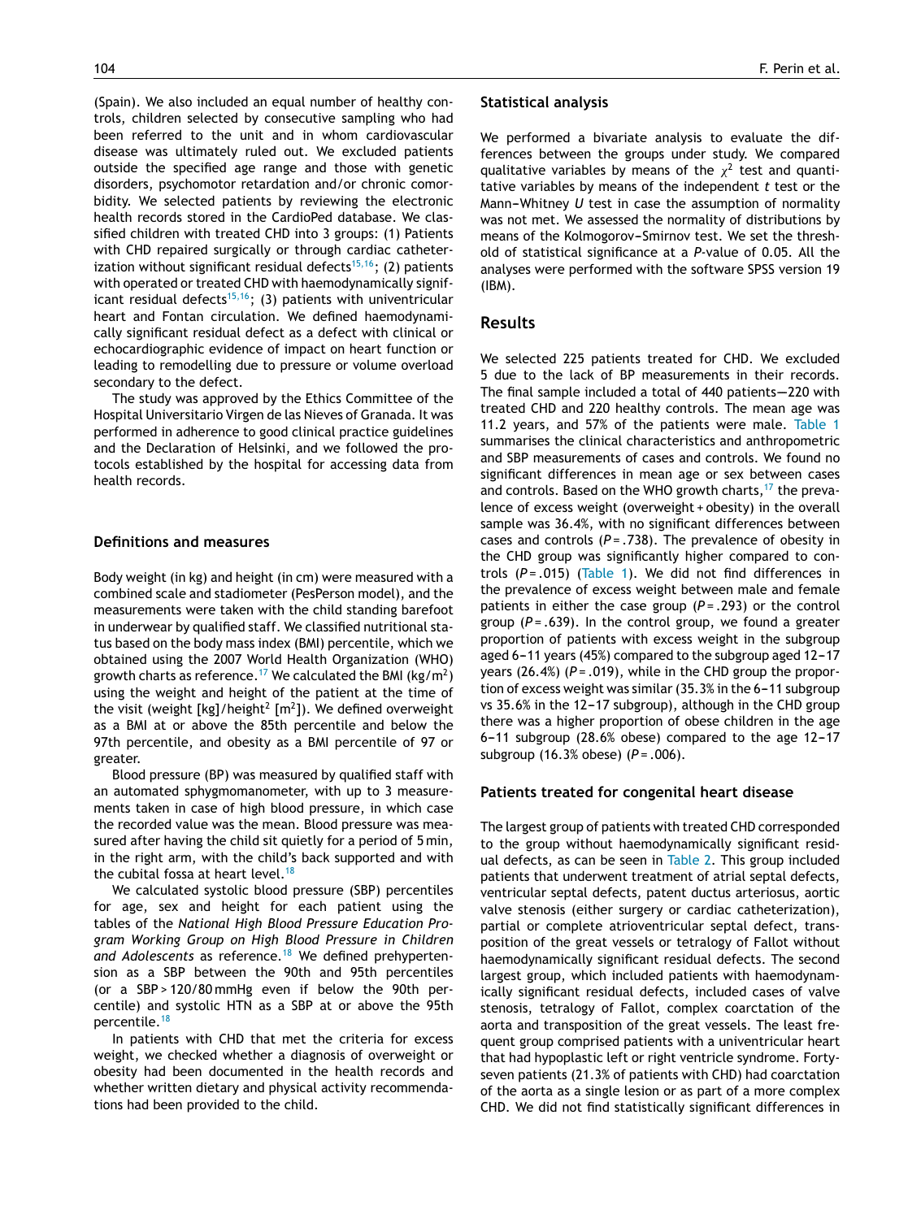(Spain). We also included an equal number of healthy controls, children selected by consecutive sampling who had been referred to the unit and in whom cardiovascular disease was ultimately ruled out. We excluded patients outside the specified age range and those with genetic disorders, psychomotor retardation and/or chronic comorbidity. We selected patients by reviewing the electronic health records stored in the CardioPed database. We classified children with treated CHD into 3 groups: (1) Patients with CHD repaired surgically or through cardiac catheterization without significant residual defects[15,16]; (2) patients with operated or treated CHD with haemodynamically significant residual defects[15,16]; (3) patients with univentricular heart and Fontan circulation. We defined haemodynamically significant residual defect as a defect with clinical or echocardiographic evidence of impact on heart function or leading to remodelling due to pressure or volume overload secondary to the defect.

The study was approved by the Ethics Committee of the Hospital Universitario Virgen de las Nieves of Granada. It was performed in adherence to good clinical practice guidelines and the Declaration of Helsinki, and we followed the protocols established by the hospital for accessing data from health records.

## Definitions and measures

Body weight (in kg) and height (in cm) were measured with a combined scale and stadiometer (PesPerson model), and the measurements were taken with the child standing barefoot in underwear by qualified staff. We classified nutritional status based on the body mass index (BMI) percentile, which we obtained using the 2007 World Health Organization (WHO) growth charts as reference.[17] We calculated the BMI (kg/m$^2$) using the weight and height of the patient at the time of the visit (weight [kg]/height$^2$ [m$^2$]). We defined overweight as a BMI at or above the 85th percentile and below the 97th percentile, and obesity as a BMI percentile of 97 or greater.

Blood pressure (BP) was measured by qualified staff with an automated sphygmomanometer, with up to 3 measurements taken in case of high blood pressure, in which case the recorded value was the mean. Blood pressure was measured after having the child sit quietly for a period of 5 min, in the right arm, with the child's back supported and with the cubital fossa at heart level.[18]

We calculated systolic blood pressure (SBP) percentiles for age, sex and height for each patient using the tables of the *National High Blood Pressure Education Program Working Group on High Blood Pressure in Children and Adolescents* as reference.[18] We defined prehypertension as a SBP between the 90th and 95th percentiles (or a SBP > 120/80 mmHg even if below the 90th percentile) and systolic HTN as a SBP at or above the 95th percentile.[18]

In patients with CHD that met the criteria for excess weight, we checked whether a diagnosis of overweight or obesity had been documented in the health records and whether written dietary and physical activity recommendations had been provided to the child.

## Statistical analysis

We performed a bivariate analysis to evaluate the differences between the groups under study. We compared qualitative variables by means of the $\chi^2$ test and quantitative variables by means of the independent *t* test or the Mann–Whitney *U* test in case the assumption of normality was not met. We assessed the normality of distributions by means of the Kolmogorov–Smirnov test. We set the threshold of statistical significance at a *P*-value of 0.05. All the analyses were performed with the software SPSS version 19 (IBM).

# Results

We selected 225 patients treated for CHD. We excluded 5 due to the lack of BP measurements in their records. The final sample included a total of 440 patients—220 with treated CHD and 220 healthy controls. The mean age was 11.2 years, and 57% of the patients were male. Table 1 summarises the clinical characteristics and anthropometric and SBP measurements of cases and controls. We found no significant differences in mean age or sex between cases and controls. Based on the WHO growth charts,[17] the prevalence of excess weight (overweight + obesity) in the overall sample was 36.4%, with no significant differences between cases and controls (*P* = .738). The prevalence of obesity in the CHD group was significantly higher compared to controls (*P* = .015) (Table 1). We did not find differences in the prevalence of excess weight between male and female patients in either the case group (*P* = .293) or the control group (*P* = .639). In the control group, we found a greater proportion of patients with excess weight in the subgroup aged 6–11 years (45%) compared to the subgroup aged 12–17 years (26.4%) (*P* = .019), while in the CHD group the proportion of excess weight was similar (35.3% in the 6–11 subgroup vs 35.6% in the 12–17 subgroup), although in the CHD group there was a higher proportion of obese children in the age 6–11 subgroup (28.6% obese) compared to the age 12–17 subgroup (16.3% obese) (*P* = .006).

## Patients treated for congenital heart disease

The largest group of patients with treated CHD corresponded to the group without haemodynamically significant residual defects, as can be seen in Table 2. This group included patients that underwent treatment of atrial septal defects, ventricular septal defects, patent ductus arteriosus, aortic valve stenosis (either surgery or cardiac catheterization), partial or complete atrioventricular septal defect, transposition of the great vessels or tetralogy of Fallot without haemodynamically significant residual defects. The second largest group, which included patients with haemodynamically significant residual defects, included cases of valve stenosis, tetralogy of Fallot, complex coarctation of the aorta and transposition of the great vessels. The least frequent group comprised patients with a univentricular heart that had hypoplastic left or right ventricle syndrome. Forty-seven patients (21.3% of patients with CHD) had coarctation of the aorta as a single lesion or as part of a more complex CHD. We did not find statistically significant differences in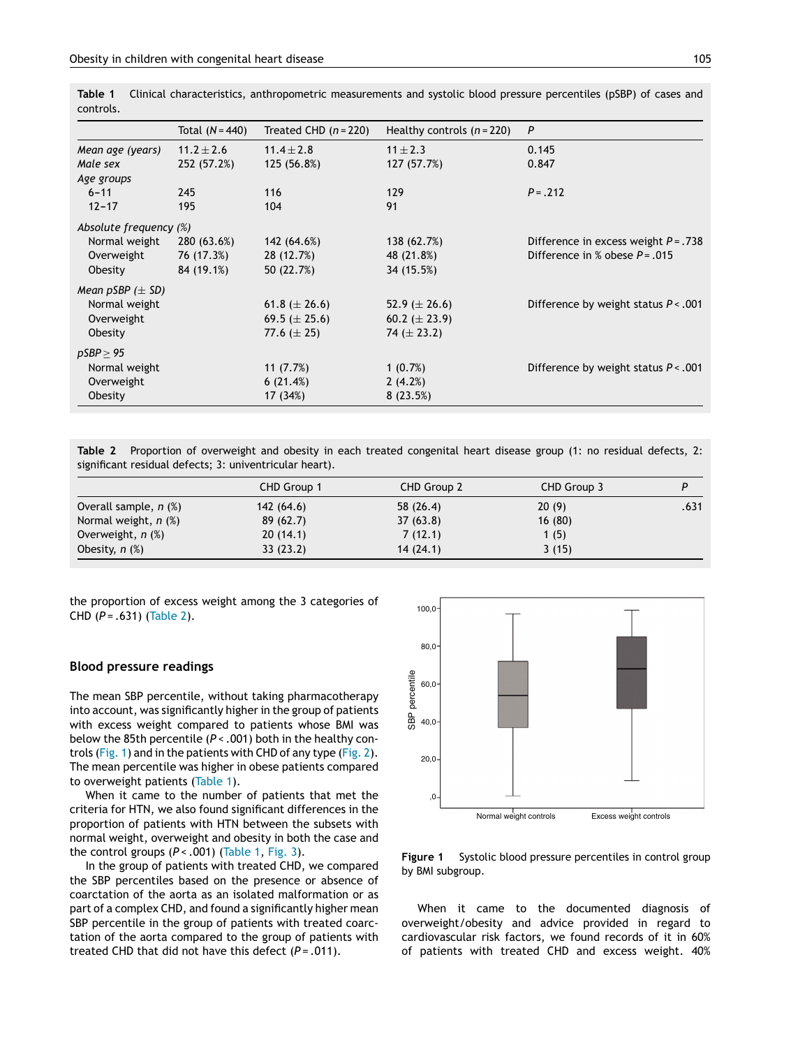**Table 1** Clinical characteristics, anthropometric measurements and systolic blood pressure percentiles (pSBP) of cases and controls.

| | Total (*N* = 440) | Treated CHD (*n* = 220) | Healthy controls (*n* = 220) | *P* |
|---|---|---|---|---|
| *Mean age (years)* | 11.2 ± 2.6 | 11.4 ± 2.8 | 11 ± 2.3 | 0.145 |
| *Male sex* | 252 (57.2%) | 125 (56.8%) | 127 (57.7%) | 0.847 |
| *Age groups* | | | | |
| 6–11 | 245 | 116 | 129 | *P* = .212 |
| 12–17 | 195 | 104 | 91 | |
| *Absolute frequency (%)* | | | | |
| Normal weight | 280 (63.6%) | 142 (64.6%) | 138 (62.7%) | Difference in excess weight *P* = .738 |
| Overweight | 76 (17.3%) | 28 (12.7%) | 48 (21.8%) | Difference in % obese *P* = .015 |
| Obesity | 84 (19.1%) | 50 (22.7%) | 34 (15.5%) | |
| *Mean pSBP (± SD)* | | | | |
| Normal weight | | 61.8 (± 26.6) | 52.9 (± 26.6) | Difference by weight status *P* < .001 |
| Overweight | | 69.5 (± 25.6) | 60.2 (± 23.9) | |
| Obesity | | 77.6 (± 25) | 74 (± 23.2) | |
| *pSBP ≥ 95* | | | | |
| Normal weight | | 11 (7.7%) | 1 (0.7%) | Difference by weight status *P* < .001 |
| Overweight | | 6 (21.4%) | 2 (4.2%) | |
| Obesity | | 17 (34%) | 8 (23.5%) | |

**Table 2** Proportion of overweight and obesity in each treated congenital heart disease group (1: no residual defects, 2: significant residual defects; 3: univentricular heart).

| | CHD Group 1 | CHD Group 2 | CHD Group 3 | *P* |
|---|---|---|---|---|
| Overall sample, *n* (%) | 142 (64.6) | 58 (26.4) | 20 (9) | .631 |
| Normal weight, *n* (%) | 89 (62.7) | 37 (63.8) | 16 (80) | |
| Overweight, *n* (%) | 20 (14.1) | 7 (12.1) | 1 (5) | |
| Obesity, *n* (%) | 33 (23.2) | 14 (24.1) | 3 (15) | |

the proportion of excess weight among the 3 categories of CHD (*P* = .631) (Table 2).

## Blood pressure readings

The mean SBP percentile, without taking pharmacotherapy into account, was significantly higher in the group of patients with excess weight compared to patients whose BMI was below the 85th percentile (*P* < .001) both in the healthy controls (Fig. 1) and in the patients with CHD of any type (Fig. 2). The mean percentile was higher in obese patients compared to overweight patients (Table 1).

When it came to the number of patients that met the criteria for HTN, we also found significant differences in the proportion of patients with HTN between the subsets with normal weight, overweight and obesity in both the case and the control groups (*P* < .001) (Table 1, Fig. 3).

In the group of patients with treated CHD, we compared the SBP percentiles based on the presence or absence of coarctation of the aorta as an isolated malformation or as part of a complex CHD, and found a significantly higher mean SBP percentile in the group of patients with treated coarctation of the aorta compared to the group of patients with treated CHD that did not have this defect (*P* = .011).

**Figure 1** Systolic blood pressure percentiles in control group by BMI subgroup.

When it came to the documented diagnosis of overweight/obesity and advice provided in regard to cardiovascular risk factors, we found records of it in 60% of patients with treated CHD and excess weight. 40%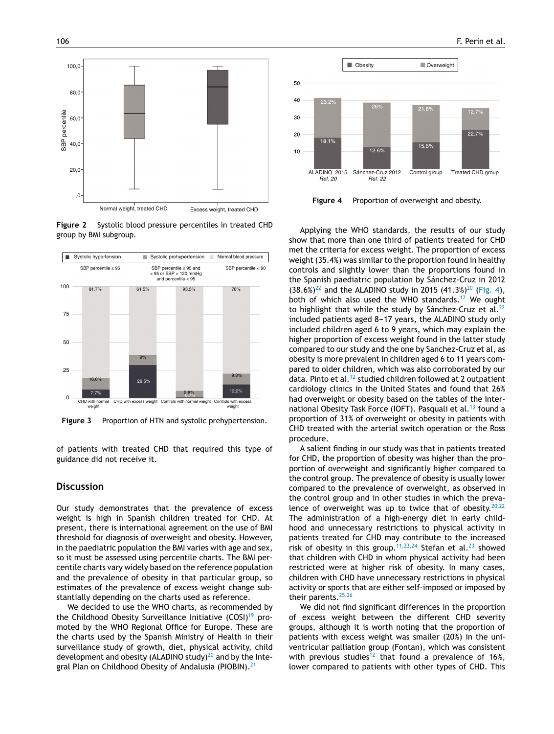**Figure 2** Systolic blood pressure percentiles in treated CHD group by BMI subgroup.

**Figure 3** Proportion of HTN and systolic prehypertension.

of patients with treated CHD that required this type of guidance did not receive it.

## Discussion

Our study demonstrates that the prevalence of excess weight is high in Spanish children treated for CHD. At present, there is international agreement on the use of BMI threshold for diagnosis of overweight and obesity. However, in the paediatric population the BMI varies with age and sex, so it must be assessed using percentile charts. The BMI percentile charts vary widely based on the reference population and the prevalence of obesity in that particular group, so estimates of the prevalence of excess weight change substantially depending on the charts used as reference.

We decided to use the WHO charts, as recommended by the Childhood Obesity Surveillance Initiative (COSI)[19] promoted by the WHO Regional Office for Europe. These are the charts used by the Spanish Ministry of Health in their surveillance study of growth, diet, physical activity, child development and obesity (ALADINO study)[20] and by the Integral Plan on Childhood Obesity of Andalusia (PIOBIN).[21]

**Figure 4** Proportion of overweight and obesity.

Applying the WHO standards, the results of our study show that more than one third of patients treated for CHD met the criteria for excess weight. The proportion of excess weight (35.4%) was similar to the proportion found in healthy controls and slightly lower than the proportions found in the Spanish paediatric population by Sánchez-Cruz in 2012 (38.6%)[22] and the ALADINO study in 2015 (41.3%)[20] (Fig. 4), both of which also used the WHO standards.[17] We ought to highlight that while the study by Sánchez-Cruz et al.[22] included patients aged 8–17 years, the ALADINO study only included children aged 6 to 9 years, which may explain the higher proportion of excess weight found in the latter study compared to our study and the one by Sanchez-Cruz et al, as obesity is more prevalent in children aged 6 to 11 years compared to older children, which was also corroborated by our data. Pinto et al.[12] studied children followed at 2 outpatient cardiology clinics in the United States and found that 26% had overweight or obesity based on the tables of the International Obesity Task Force (IOFT). Pasquali et al.[13] found a proportion of 31% of overweight or obesity in patients with CHD treated with the arterial switch operation or the Ross procedure.

A salient finding in our study was that in patients treated for CHD, the proportion of obesity was higher than the proportion of overweight and significantly higher compared to the control group. The prevalence of obesity is usually lower compared to the prevalence of overweight, as observed in the control group and in other studies in which the prevalence of overweight was up to twice that of obesity.[20,22] The administration of a high-energy diet in early childhood and unnecessary restrictions to physical activity in patients treated for CHD may contribute to the increased risk of obesity in this group.[11,23,24] Stefan et al.[23] showed that children with CHD in whom physical activity had been restricted were at higher risk of obesity. In many cases, children with CHD have unnecessary restrictions in physical activity or sports that are either self-imposed or imposed by their parents.[25,26]

We did not find significant differences in the proportion of excess weight between the different CHD severity groups, although it is worth noting that the proportion of patients with excess weight was smaller (20%) in the univentricular palliation group (Fontan), which was consistent with previous studies[12] that found a prevalence of 16%, lower compared to patients with other types of CHD. This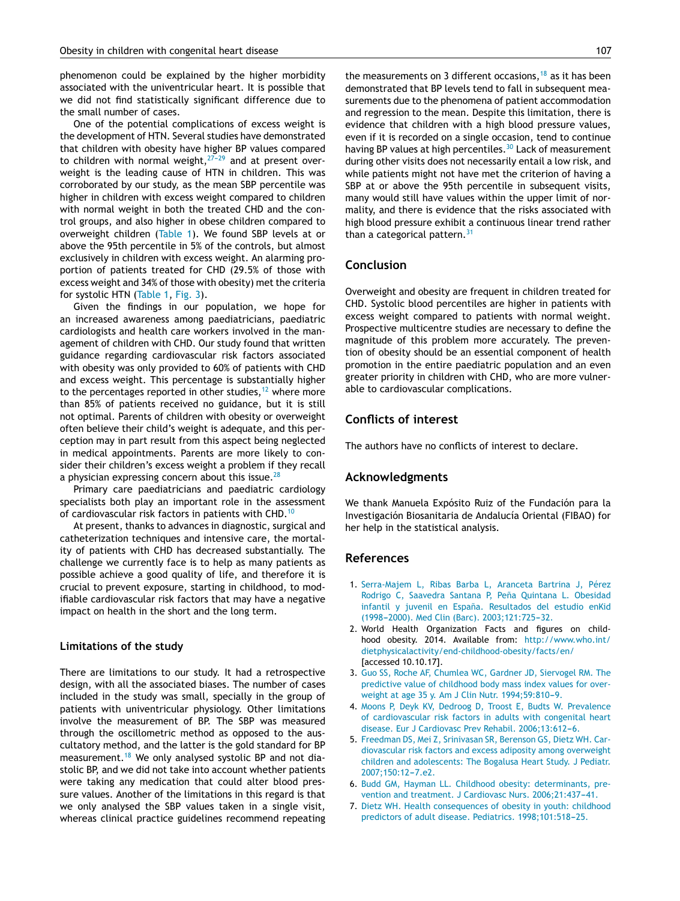phenomenon could be explained by the higher morbidity associated with the univentricular heart. It is possible that we did not find statistically significant difference due to the small number of cases.

One of the potential complications of excess weight is the development of HTN. Several studies have demonstrated that children with obesity have higher BP values compared to children with normal weight,[27-29] and at present overweight is the leading cause of HTN in children. This was corroborated by our study, as the mean SBP percentile was higher in children with excess weight compared to children with normal weight in both the treated CHD and the control groups, and also higher in obese children compared to overweight children (Table 1). We found SBP levels at or above the 95th percentile in 5% of the controls, but almost exclusively in children with excess weight. An alarming proportion of patients treated for CHD (29.5% of those with excess weight and 34% of those with obesity) met the criteria for systolic HTN (Table 1, Fig. 3).

Given the findings in our population, we hope for an increased awareness among paediatricians, paediatric cardiologists and health care workers involved in the management of children with CHD. Our study found that written guidance regarding cardiovascular risk factors associated with obesity was only provided to 60% of patients with CHD and excess weight. This percentage is substantially higher to the percentages reported in other studies,[12] where more than 85% of patients received no guidance, but it is still not optimal. Parents of children with obesity or overweight often believe their child's weight is adequate, and this perception may in part result from this aspect being neglected in medical appointments. Parents are more likely to consider their children's excess weight a problem if they recall a physician expressing concern about this issue.[28]

Primary care paediatricians and paediatric cardiology specialists both play an important role in the assessment of cardiovascular risk factors in patients with CHD.[10]

At present, thanks to advances in diagnostic, surgical and catheterization techniques and intensive care, the mortality of patients with CHD has decreased substantially. The challenge we currently face is to help as many patients as possible achieve a good quality of life, and therefore it is crucial to prevent exposure, starting in childhood, to modifiable cardiovascular risk factors that may have a negative impact on health in the short and the long term.

### Limitations of the study

There are limitations to our study. It had a retrospective design, with all the associated biases. The number of cases included in the study was small, specially in the group of patients with univentricular physiology. Other limitations involve the measurement of BP. The SBP was measured through the oscillometric method as opposed to the auscultatory method, and the latter is the gold standard for BP measurement.[18] We only analysed systolic BP and not diastolic BP, and we did not take into account whether patients were taking any medication that could alter blood pressure values. Another of the limitations in this regard is that we only analysed the SBP values taken in a single visit, whereas clinical practice guidelines recommend repeating the measurements on 3 different occasions,[18] as it has been demonstrated that BP levels tend to fall in subsequent measurements due to the phenomena of patient accommodation and regression to the mean. Despite this limitation, there is evidence that children with a high blood pressure values, even if it is recorded on a single occasion, tend to continue having BP values at high percentiles.[30] Lack of measurement during other visits does not necessarily entail a low risk, and while patients might not have met the criterion of having a SBP at or above the 95th percentile in subsequent visits, many would still have values within the upper limit of normality, and there is evidence that the risks associated with high blood pressure exhibit a continuous linear trend rather than a categorical pattern.[31]

## Conclusion

Overweight and obesity are frequent in children treated for CHD. Systolic blood percentiles are higher in patients with excess weight compared to patients with normal weight. Prospective multicentre studies are necessary to define the magnitude of this problem more accurately. The prevention of obesity should be an essential component of health promotion in the entire paediatric population and an even greater priority in children with CHD, who are more vulnerable to cardiovascular complications.

## Conflicts of interest

The authors have no conflicts of interest to declare.

## Acknowledgments

We thank Manuela Expósito Ruiz of the Fundación para la Investigación Biosanitaria de Andalucía Oriental (FIBAO) for her help in the statistical analysis.

## References

1. Serra-Majem L, Ribas Barba L, Aranceta Bartrina J, Pérez Rodrigo C, Saavedra Santana P, Peña Quintana L. Obesidad infantil y juvenil en España. Resultados del estudio enKid (1998–2000). Med Clin (Barc). 2003;121:725–32.
2. World Health Organization Facts and figures on childhood obesity. 2014. Available from: http://www.who.int/dietphysicalactivity/end-childhood-obesity/facts/en/ [accessed 10.10.17].
3. Guo SS, Roche AF, Chumlea WC, Gardner JD, Siervogel RM. The predictive value of childhood body mass index values for overweight at age 35 y. Am J Clin Nutr. 1994;59:810–9.
4. Moons P, Deyk KV, Dedroog D, Troost E, Budts W. Prevalence of cardiovascular risk factors in adults with congenital heart disease. Eur J Cardiovasc Prev Rehabil. 2006;13:612–6.
5. Freedman DS, Mei Z, Srinivasan SR, Berenson GS, Dietz WH. Cardiovascular risk factors and excess adiposity among overweight children and adolescents: The Bogalusa Heart Study. J Pediatr. 2007;150:12–7.e2.
6. Budd GM, Hayman LL. Childhood obesity: determinants, prevention and treatment. J Cardiovasc Nurs. 2006;21:437–41.
7. Dietz WH. Health consequences of obesity in youth: childhood predictors of adult disease. Pediatrics. 1998;101:518–25.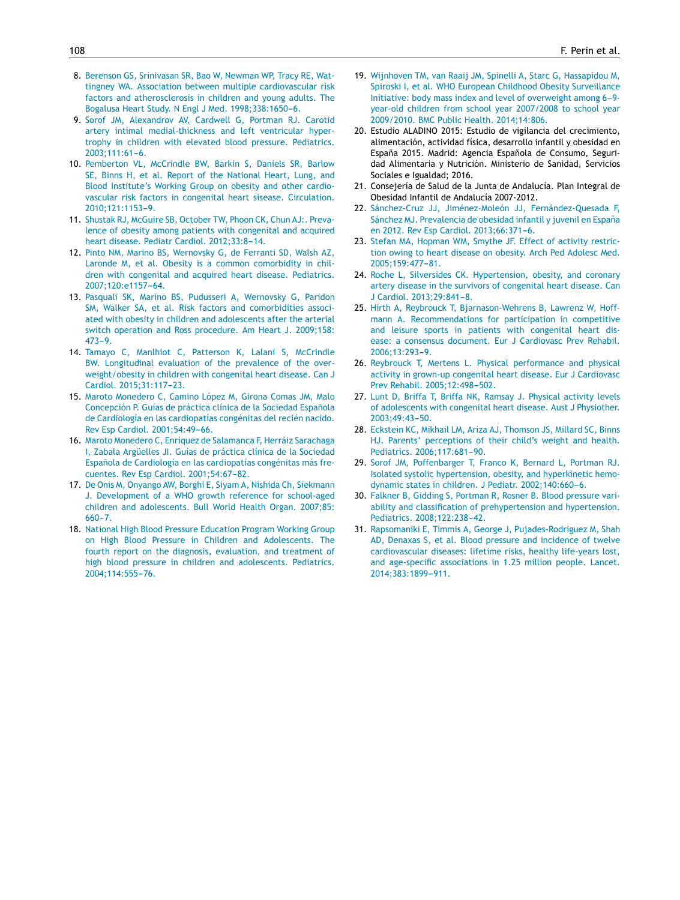8. Berenson GS, Srinivasan SR, Bao W, Newman WP, Tracy RE, Wattingney WA. Association between multiple cardiovascular risk factors and atherosclerosis in children and young adults. The Bogalusa Heart Study. N Engl J Med. 1998;338:1650–6.
9. Sorof JM, Alexandrov AV, Cardwell G, Portman RJ. Carotid artery intimal medial-thickness and left ventricular hypertrophy in children with elevated blood pressure. Pediatrics. 2003;111:61–6.
10. Pemberton VL, McCrindle BW, Barkin S, Daniels SR, Barlow SE, Binns H, et al. Report of the National Heart, Lung, and Blood Institute's Working Group on obesity and other cardiovascular risk factors in congenital heart sisease. Circulation. 2010;121:1153–9.
11. Shustak RJ, McGuire SB, October TW, Phoon CK, Chun AJ:. Prevalence of obesity among patients with congenital and acquired heart disease. Pediatr Cardiol. 2012;33:8–14.
12. Pinto NM, Marino BS, Wernovsky G, de Ferranti SD, Walsh AZ, Laronde M, et al. Obesity is a common comorbidity in children with congenital and acquired heart disease. Pediatrics. 2007;120:e1157–64.
13. Pasquali SK, Marino BS, Pudusseri A, Wernovsky G, Paridon SM, Walker SA, et al. Risk factors and comorbidities associated with obesity in children and adolescents after the arterial switch operation and Ross procedure. Am Heart J. 2009;158: 473–9.
14. Tamayo C, Manlhiot C, Patterson K, Lalani S, McCrindle BW. Longitudinal evaluation of the prevalence of the overweight/obesity in children with congenital heart disease. Can J Cardiol. 2015;31:117–23.
15. Maroto Monedero C, Camino López M, Girona Comas JM, Malo Concepción P. Guías de práctica clínica de la Sociedad Española de Cardiología en las cardiopatías congénitas del recién nacido. Rev Esp Cardiol. 2001;54:49–66.
16. Maroto Monedero C, Enríquez de Salamanca F, Herráiz Sarachaga I, Zabala Argüelles JI. Guías de práctica clínica de la Sociedad Española de Cardiología en las cardiopatías congénitas más frecuentes. Rev Esp Cardiol. 2001;54:67–82.
17. De Onis M, Onyango AW, Borghi E, Siyam A, Nishida Ch, Siekmann J. Development of a WHO growth reference for school-aged children and adolescents. Bull World Health Organ. 2007;85: 660–7.
18. National High Blood Pressure Education Program Working Group on High Blood Pressure in Children and Adolescents. The fourth report on the diagnosis, evaluation, and treatment of high blood pressure in children and adolescents. Pediatrics. 2004;114:555–76.
19. Wijnhoven TM, van Raaij JM, Spinelli A, Starc G, Hassapidou M, Spiroski I, et al. WHO European Childhood Obesity Surveillance Initiative: body mass index and level of overweight among 6–9-year-old children from school year 2007/2008 to school year 2009/2010. BMC Public Health. 2014;14:806.
20. Estudio ALADINO 2015: Estudio de vigilancia del crecimiento, alimentación, actividad física, desarrollo infantil y obesidad en España 2015. Madrid: Agencia Española de Consumo, Seguridad Alimentaria y Nutrición. Ministerio de Sanidad, Servicios Sociales e Igualdad; 2016.
21. Consejería de Salud de la Junta de Andalucía. Plan Integral de Obesidad Infantil de Andalucía 2007-2012.
22. Sánchez-Cruz JJ, Jiménez-Moleón JJ, Fernández-Quesada F, Sánchez MJ. Prevalencia de obesidad infantil y juvenil en España en 2012. Rev Esp Cardiol. 2013;66:371–6.
23. Stefan MA, Hopman WM, Smythe JF. Effect of activity restriction owing to heart disease on obesity. Arch Ped Adolesc Med. 2005;159:477–81.
24. Roche L, Silversides CK. Hypertension, obesity, and coronary artery disease in the survivors of congenital heart disease. Can J Cardiol. 2013;29:841–8.
25. Hirth A, Reybrouck T, Bjarnason-Wehrens B, Lawrenz W, Hoffmann A. Recommendations for participation in competitive and leisure sports in patients with congenital heart disease: a consensus document. Eur J Cardiovasc Prev Rehabil. 2006;13:293–9.
26. Reybrouck T, Mertens L. Physical performance and physical activity in grown-up congenital heart disease. Eur J Cardiovasc Prev Rehabil. 2005;12:498–502.
27. Lunt D, Briffa T, Briffa NK, Ramsay J. Physical activity levels of adolescents with congenital heart disease. Aust J Physiother. 2003;49:43–50.
28. Eckstein KC, Mikhail LM, Ariza AJ, Thomson JS, Millard SC, Binns HJ. Parents' perceptions of their child's weight and health. Pediatrics. 2006;117:681–90.
29. Sorof JM, Poffenbarger T, Franco K, Bernard L, Portman RJ. Isolated systolic hypertension, obesity, and hyperkinetic hemodynamic states in children. J Pediatr. 2002;140:660–6.
30. Falkner B, Gidding S, Portman R, Rosner B. Blood pressure variability and classification of prehypertension and hypertension. Pediatrics. 2008;122:238–42.
31. Rapsomaniki E, Timmis A, George J, Pujades-Rodriguez M, Shah AD, Denaxas S, et al. Blood pressure and incidence of twelve cardiovascular diseases: lifetime risks, healthy life-years lost, and age-specific associations in 1.25 million people. Lancet. 2014;383:1899–911.